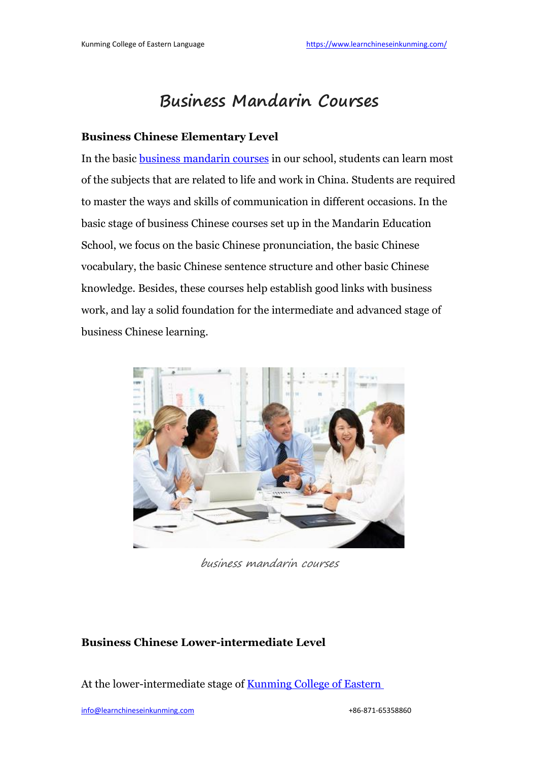# Business Mandarin Courses

### Business Chinese Elementary Level

In the basic business mandarin courses in our school, students can learn most of the subjects that are related to life and work in China. Students are required to master the ways and skills of communication in different occasions. In the basic stage of business Chinese courses set up in the Mandarin Education School, we focus on the basic Chinese pronunciation, the basic Chinese vocabulary, the basic Chinese sentence structure and other basic Chinese knowledge. Besides, these courses help establish good links with business work, and lay a solid foundation for the intermediate and advanced stage of business Chinese learning.

business mandarin courses

### Business Chinese Lower-intermediate Level

At the lower-intermediate stage of Kunming College of Eastern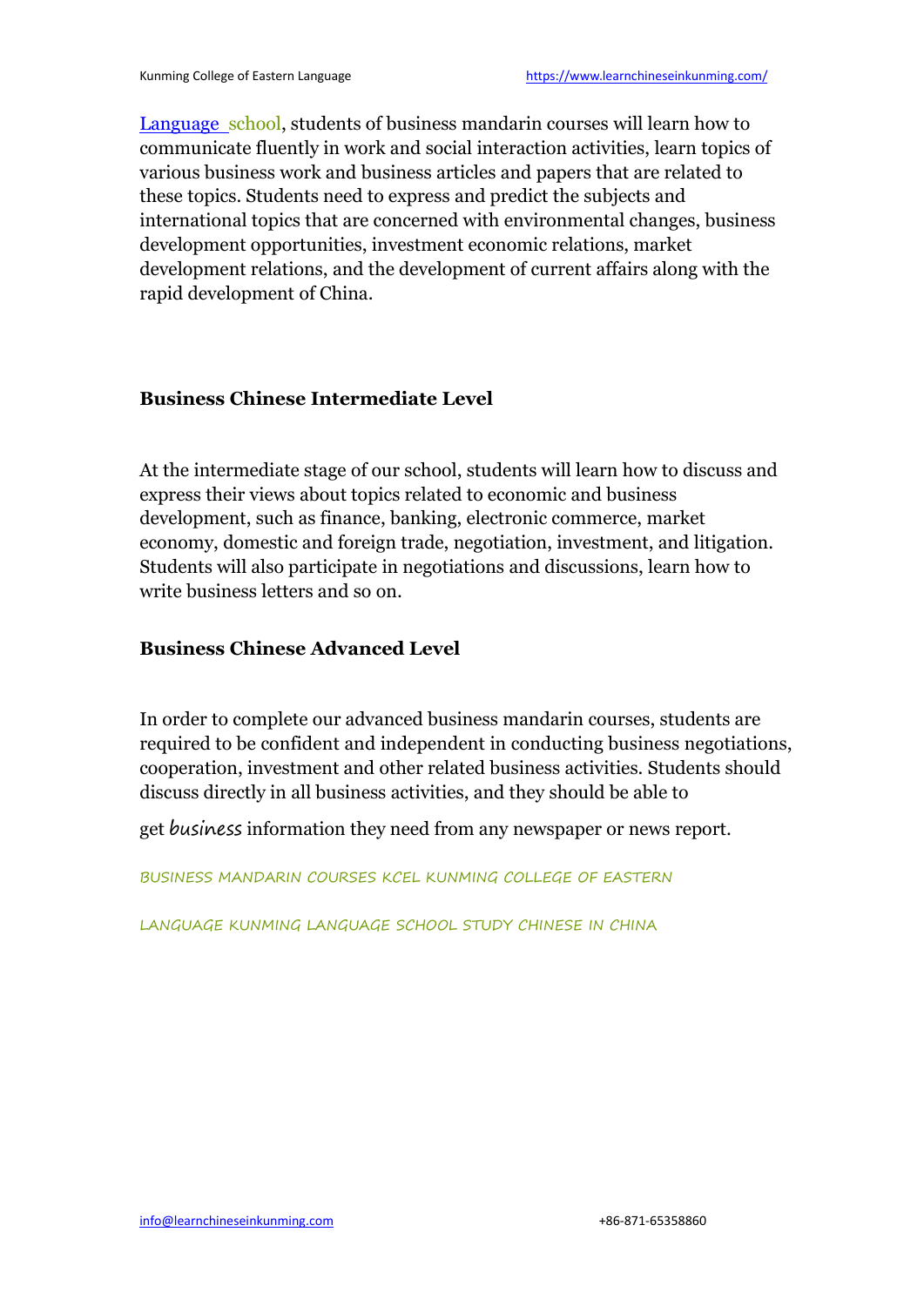Language school, students of business mandarin courses will learn how to communicate fluently in work and social interaction activities, learn topics of various business work and business articles and papers that are related to these topics. Students need to express and predict the subjects and international topics that are concerned with environmental changes, business development opportunities, investment economic relations, market development relations, and the development of current affairs along with the rapid development of China.

## Business Chinese Intermediate Level

At the intermediate stage of our school, students will learn how to discuss and express their views about topics related to economic and business development, such as finance, banking, electronic commerce, market economy, domestic and foreign trade, negotiation, investment, and litigation. Students will also participate in negotiations and discussions, learn how to write business letters and so on.

## Business Chinese Advanced Level

In order to complete our advanced business mandarin courses, students are required to be confident and independent in conducting business negotiations, cooperation, investment and other related business activities. Students should discuss directly in all business activities, and they should be able to

get business information they need from any newspaper or news report.

BUSINESS MANDARIN COURSES KCEL KUNMING COLLEGE OF EASTERN

LANGUAGE KUNMING LANGUAGE SCHOOL STUDY CHINESE IN CHINA